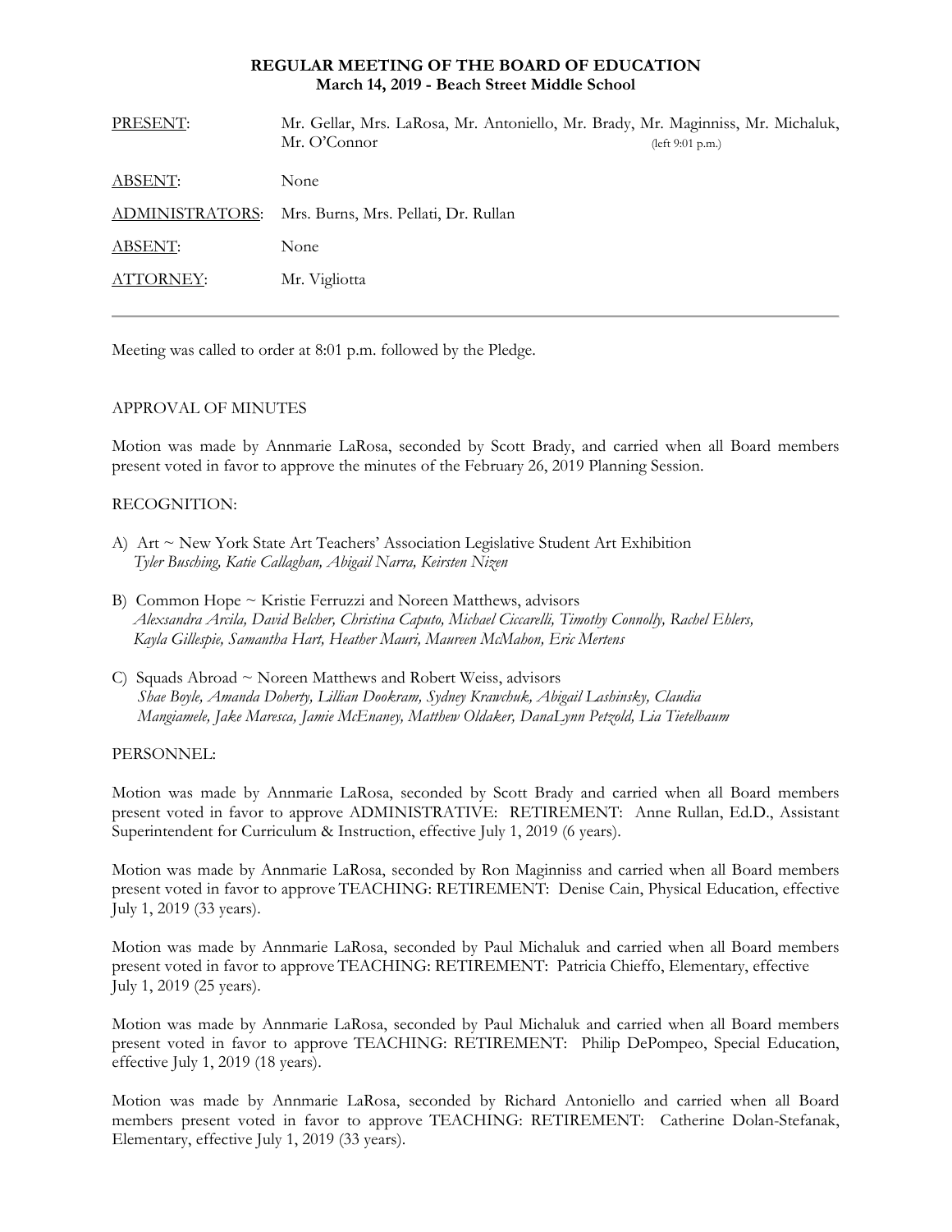# REGULAR MEETING OF THE BOARD OF EDUCATION
## March 14, 2019 - Beach Street Middle School

| | |
|---|---|
| PRESENT: | Mr. Gellar, Mrs. LaRosa, Mr. Antoniello, Mr. Brady, Mr. Maginniss, Mr. Michaluk, Mr. O'Connor (left 9:01 p.m.) |
| ABSENT: | None |
| ADMINISTRATORS: | Mrs. Burns, Mrs. Pellati, Dr. Rullan |
| ABSENT: | None |
| ATTORNEY: | Mr. Vigliotta |

Meeting was called to order at 8:01 p.m. followed by the Pledge.

APPROVAL OF MINUTES

Motion was made by Annmarie LaRosa, seconded by Scott Brady, and carried when all Board members present voted in favor to approve the minutes of the February 26, 2019 Planning Session.

RECOGNITION:

A) Art ~ New York State Art Teachers' Association Legislative Student Art Exhibition
*Tyler Busching, Katie Callaghan, Abigail Narra, Keirsten Nizen*

B) Common Hope ~ Kristie Ferruzzi and Noreen Matthews, advisors
*Alexsandra Arcila, David Belcher, Christina Caputo, Michael Ciccarelli, Timothy Connolly, Rachel Ehlers, Kayla Gillespie, Samantha Hart, Heather Mauri, Maureen McMahon, Eric Mertens*

C) Squads Abroad ~ Noreen Matthews and Robert Weiss, advisors
*Shae Boyle, Amanda Doherty, Lillian Dookram, Sydney Krawchuk, Abigail Lashinsky, Claudia Mangiamele, Jake Maresca, Jamie McEnaney, Matthew Oldaker, DanaLynn Petzold, Lia Tietelbaum*

PERSONNEL:

Motion was made by Annmarie LaRosa, seconded by Scott Brady and carried when all Board members present voted in favor to approve ADMINISTRATIVE: RETIREMENT: Anne Rullan, Ed.D., Assistant Superintendent for Curriculum & Instruction, effective July 1, 2019 (6 years).

Motion was made by Annmarie LaRosa, seconded by Ron Maginniss and carried when all Board members present voted in favor to approve TEACHING: RETIREMENT: Denise Cain, Physical Education, effective July 1, 2019 (33 years).

Motion was made by Annmarie LaRosa, seconded by Paul Michaluk and carried when all Board members present voted in favor to approve TEACHING: RETIREMENT: Patricia Chieffo, Elementary, effective July 1, 2019 (25 years).

Motion was made by Annmarie LaRosa, seconded by Paul Michaluk and carried when all Board members present voted in favor to approve TEACHING: RETIREMENT: Philip DePompeo, Special Education, effective July 1, 2019 (18 years).

Motion was made by Annmarie LaRosa, seconded by Richard Antoniello and carried when all Board members present voted in favor to approve TEACHING: RETIREMENT: Catherine Dolan-Stefanak, Elementary, effective July 1, 2019 (33 years).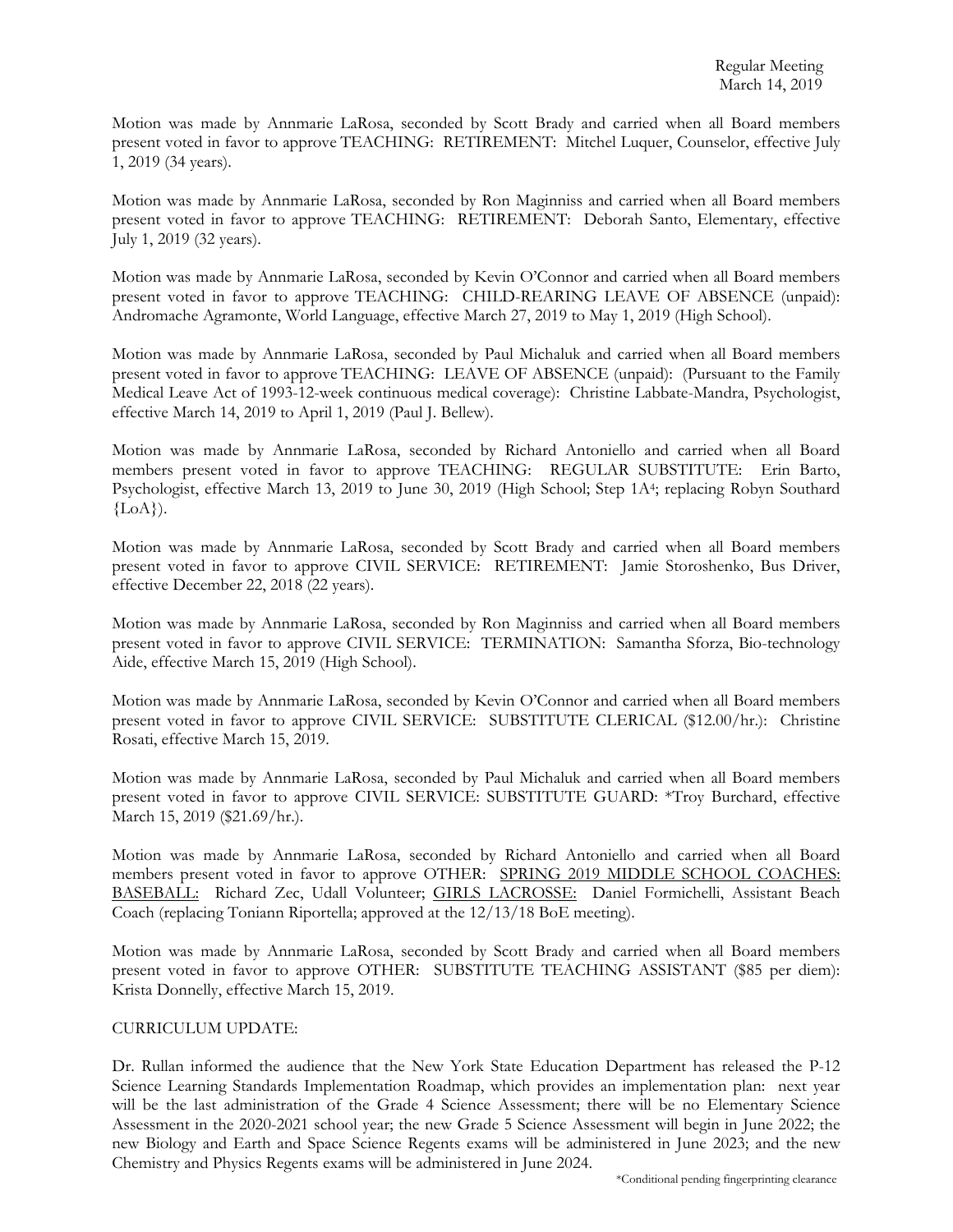Motion was made by Annmarie LaRosa, seconded by Scott Brady and carried when all Board members present voted in favor to approve TEACHING: RETIREMENT: Mitchel Luquer, Counselor, effective July 1, 2019 (34 years).

Motion was made by Annmarie LaRosa, seconded by Ron Maginniss and carried when all Board members present voted in favor to approve TEACHING: RETIREMENT: Deborah Santo, Elementary, effective July 1, 2019 (32 years).

Motion was made by Annmarie LaRosa, seconded by Kevin O'Connor and carried when all Board members present voted in favor to approve TEACHING: CHILD-REARING LEAVE OF ABSENCE (unpaid): Andromache Agramonte, World Language, effective March 27, 2019 to May 1, 2019 (High School).

Motion was made by Annmarie LaRosa, seconded by Paul Michaluk and carried when all Board members present voted in favor to approve TEACHING: LEAVE OF ABSENCE (unpaid): (Pursuant to the Family Medical Leave Act of 1993-12-week continuous medical coverage): Christine Labbate-Mandra, Psychologist, effective March 14, 2019 to April 1, 2019 (Paul J. Bellew).

Motion was made by Annmarie LaRosa, seconded by Richard Antoniello and carried when all Board members present voted in favor to approve TEACHING: REGULAR SUBSTITUTE: Erin Barto, Psychologist, effective March 13, 2019 to June 30, 2019 (High School; Step 1A[4]; replacing Robyn Southard {LoA}).

Motion was made by Annmarie LaRosa, seconded by Scott Brady and carried when all Board members present voted in favor to approve CIVIL SERVICE: RETIREMENT: Jamie Storoshenko, Bus Driver, effective December 22, 2018 (22 years).

Motion was made by Annmarie LaRosa, seconded by Ron Maginniss and carried when all Board members present voted in favor to approve CIVIL SERVICE: TERMINATION: Samantha Sforza, Bio-technology Aide, effective March 15, 2019 (High School).

Motion was made by Annmarie LaRosa, seconded by Kevin O'Connor and carried when all Board members present voted in favor to approve CIVIL SERVICE: SUBSTITUTE CLERICAL ($12.00/hr.): Christine Rosati, effective March 15, 2019.

Motion was made by Annmarie LaRosa, seconded by Paul Michaluk and carried when all Board members present voted in favor to approve CIVIL SERVICE: SUBSTITUTE GUARD: *Troy Burchard, effective March 15, 2019 ($21.69/hr.).

Motion was made by Annmarie LaRosa, seconded by Richard Antoniello and carried when all Board members present voted in favor to approve OTHER: SPRING 2019 MIDDLE SCHOOL COACHES: BASEBALL: Richard Zec, Udall Volunteer; GIRLS LACROSSE: Daniel Formichelli, Assistant Beach Coach (replacing Toniann Riportella; approved at the 12/13/18 BoE meeting).

Motion was made by Annmarie LaRosa, seconded by Scott Brady and carried when all Board members present voted in favor to approve OTHER: SUBSTITUTE TEACHING ASSISTANT ($85 per diem): Krista Donnelly, effective March 15, 2019.

CURRICULUM UPDATE:

Dr. Rullan informed the audience that the New York State Education Department has released the P-12 Science Learning Standards Implementation Roadmap, which provides an implementation plan: next year will be the last administration of the Grade 4 Science Assessment; there will be no Elementary Science Assessment in the 2020-2021 school year; the new Grade 5 Science Assessment will begin in June 2022; the new Biology and Earth and Space Science Regents exams will be administered in June 2023; and the new Chemistry and Physics Regents exams will be administered in June 2024.

*Conditional pending fingerprinting clearance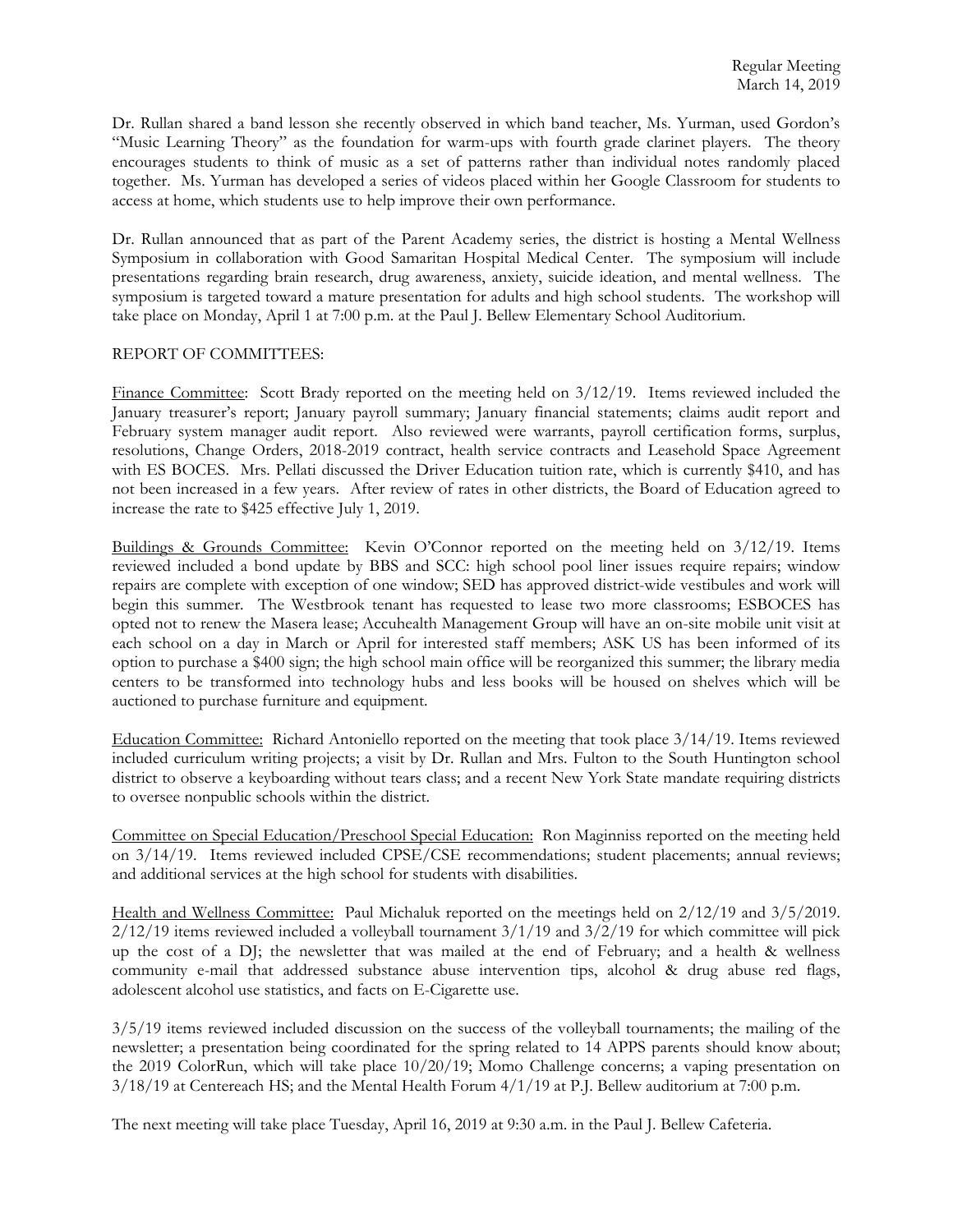Dr. Rullan shared a band lesson she recently observed in which band teacher, Ms. Yurman, used Gordon's "Music Learning Theory" as the foundation for warm-ups with fourth grade clarinet players. The theory encourages students to think of music as a set of patterns rather than individual notes randomly placed together. Ms. Yurman has developed a series of videos placed within her Google Classroom for students to access at home, which students use to help improve their own performance.

Dr. Rullan announced that as part of the Parent Academy series, the district is hosting a Mental Wellness Symposium in collaboration with Good Samaritan Hospital Medical Center. The symposium will include presentations regarding brain research, drug awareness, anxiety, suicide ideation, and mental wellness. The symposium is targeted toward a mature presentation for adults and high school students. The workshop will take place on Monday, April 1 at 7:00 p.m. at the Paul J. Bellew Elementary School Auditorium.

REPORT OF COMMITTEES:

Finance Committee: Scott Brady reported on the meeting held on 3/12/19. Items reviewed included the January treasurer's report; January payroll summary; January financial statements; claims audit report and February system manager audit report. Also reviewed were warrants, payroll certification forms, surplus, resolutions, Change Orders, 2018-2019 contract, health service contracts and Leasehold Space Agreement with ES BOCES. Mrs. Pellati discussed the Driver Education tuition rate, which is currently $410, and has not been increased in a few years. After review of rates in other districts, the Board of Education agreed to increase the rate to $425 effective July 1, 2019.

Buildings & Grounds Committee: Kevin O'Connor reported on the meeting held on 3/12/19. Items reviewed included a bond update by BBS and SCC: high school pool liner issues require repairs; window repairs are complete with exception of one window; SED has approved district-wide vestibules and work will begin this summer. The Westbrook tenant has requested to lease two more classrooms; ESBOCES has opted not to renew the Masera lease; Accuhealth Management Group will have an on-site mobile unit visit at each school on a day in March or April for interested staff members; ASK US has been informed of its option to purchase a $400 sign; the high school main office will be reorganized this summer; the library media centers to be transformed into technology hubs and less books will be housed on shelves which will be auctioned to purchase furniture and equipment.

Education Committee: Richard Antoniello reported on the meeting that took place 3/14/19. Items reviewed included curriculum writing projects; a visit by Dr. Rullan and Mrs. Fulton to the South Huntington school district to observe a keyboarding without tears class; and a recent New York State mandate requiring districts to oversee nonpublic schools within the district.

Committee on Special Education/Preschool Special Education: Ron Maginniss reported on the meeting held on 3/14/19. Items reviewed included CPSE/CSE recommendations; student placements; annual reviews; and additional services at the high school for students with disabilities.

Health and Wellness Committee: Paul Michaluk reported on the meetings held on 2/12/19 and 3/5/2019. 2/12/19 items reviewed included a volleyball tournament 3/1/19 and 3/2/19 for which committee will pick up the cost of a DJ; the newsletter that was mailed at the end of February; and a health & wellness community e-mail that addressed substance abuse intervention tips, alcohol & drug abuse red flags, adolescent alcohol use statistics, and facts on E-Cigarette use.

3/5/19 items reviewed included discussion on the success of the volleyball tournaments; the mailing of the newsletter; a presentation being coordinated for the spring related to 14 APPS parents should know about; the 2019 ColorRun, which will take place 10/20/19; Momo Challenge concerns; a vaping presentation on 3/18/19 at Centereach HS; and the Mental Health Forum 4/1/19 at P.J. Bellew auditorium at 7:00 p.m.

The next meeting will take place Tuesday, April 16, 2019 at 9:30 a.m. in the Paul J. Bellew Cafeteria.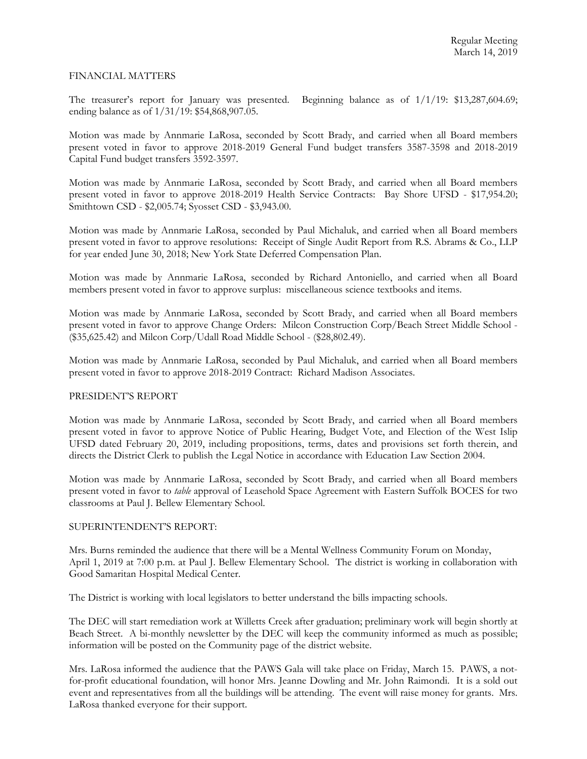Regular Meeting
March 14, 2019

FINANCIAL MATTERS

The treasurer's report for January was presented. Beginning balance as of 1/1/19: $13,287,604.69; ending balance as of 1/31/19: $54,868,907.05.

Motion was made by Annmarie LaRosa, seconded by Scott Brady, and carried when all Board members present voted in favor to approve 2018-2019 General Fund budget transfers 3587-3598 and 2018-2019 Capital Fund budget transfers 3592-3597.

Motion was made by Annmarie LaRosa, seconded by Scott Brady, and carried when all Board members present voted in favor to approve 2018-2019 Health Service Contracts: Bay Shore UFSD - $17,954.20; Smithtown CSD - $2,005.74; Syosset CSD - $3,943.00.

Motion was made by Annmarie LaRosa, seconded by Paul Michaluk, and carried when all Board members present voted in favor to approve resolutions: Receipt of Single Audit Report from R.S. Abrams & Co., LLP for year ended June 30, 2018; New York State Deferred Compensation Plan.

Motion was made by Annmarie LaRosa, seconded by Richard Antoniello, and carried when all Board members present voted in favor to approve surplus: miscellaneous science textbooks and items.

Motion was made by Annmarie LaRosa, seconded by Scott Brady, and carried when all Board members present voted in favor to approve Change Orders: Milcon Construction Corp/Beach Street Middle School - ($35,625.42) and Milcon Corp/Udall Road Middle School - ($28,802.49).

Motion was made by Annmarie LaRosa, seconded by Paul Michaluk, and carried when all Board members present voted in favor to approve 2018-2019 Contract: Richard Madison Associates.

PRESIDENT'S REPORT

Motion was made by Annmarie LaRosa, seconded by Scott Brady, and carried when all Board members present voted in favor to approve Notice of Public Hearing, Budget Vote, and Election of the West Islip UFSD dated February 20, 2019, including propositions, terms, dates and provisions set forth therein, and directs the District Clerk to publish the Legal Notice in accordance with Education Law Section 2004.

Motion was made by Annmarie LaRosa, seconded by Scott Brady, and carried when all Board members present voted in favor to *table* approval of Leasehold Space Agreement with Eastern Suffolk BOCES for two classrooms at Paul J. Bellew Elementary School.

SUPERINTENDENT'S REPORT:

Mrs. Burns reminded the audience that there will be a Mental Wellness Community Forum on Monday, April 1, 2019 at 7:00 p.m. at Paul J. Bellew Elementary School. The district is working in collaboration with Good Samaritan Hospital Medical Center.

The District is working with local legislators to better understand the bills impacting schools.

The DEC will start remediation work at Willetts Creek after graduation; preliminary work will begin shortly at Beach Street. A bi-monthly newsletter by the DEC will keep the community informed as much as possible; information will be posted on the Community page of the district website.

Mrs. LaRosa informed the audience that the PAWS Gala will take place on Friday, March 15. PAWS, a not-for-profit educational foundation, will honor Mrs. Jeanne Dowling and Mr. John Raimondi. It is a sold out event and representatives from all the buildings will be attending. The event will raise money for grants. Mrs. LaRosa thanked everyone for their support.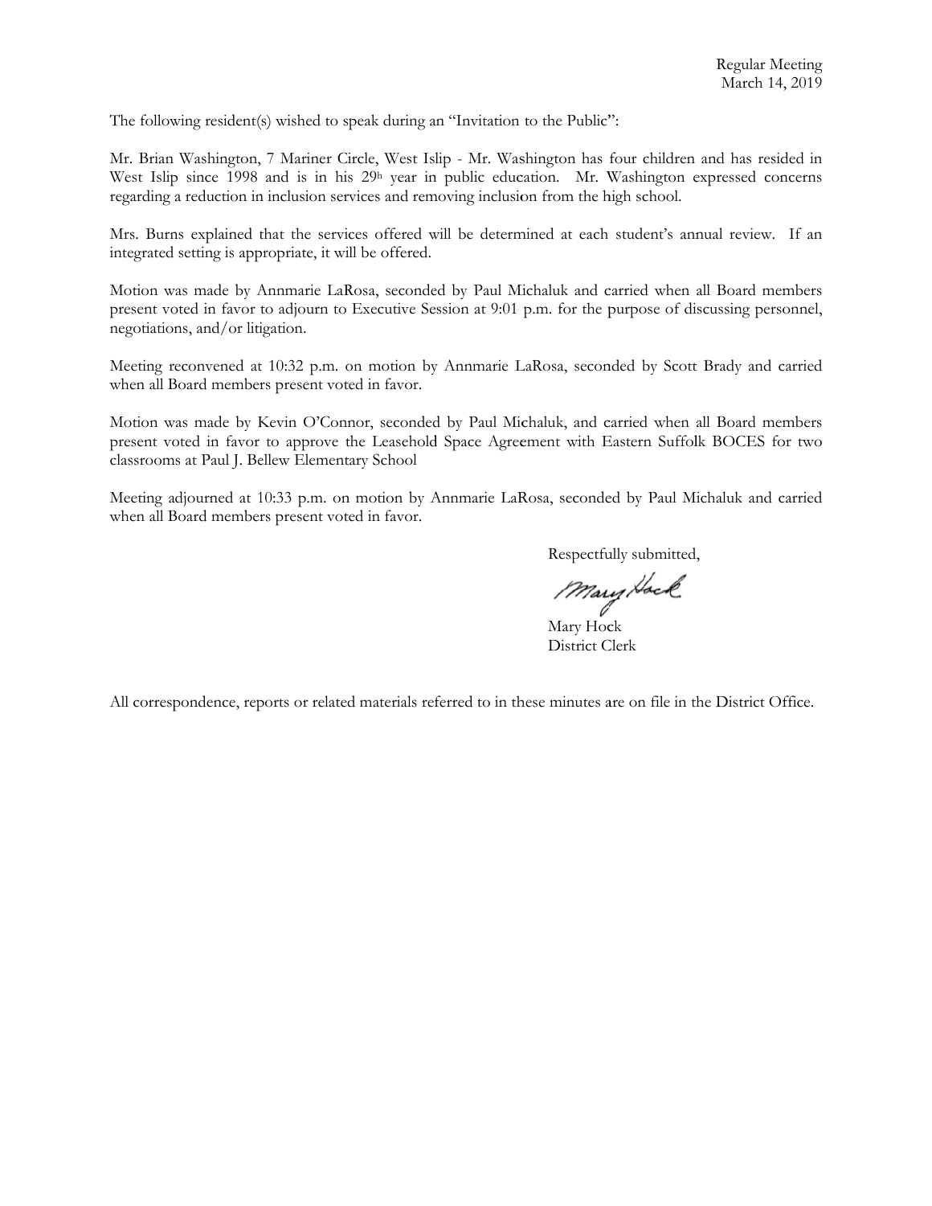The following resident(s) wished to speak during an "Invitation to the Public":

Mr. Brian Washington, 7 Mariner Circle, West Islip - Mr. Washington has four children and has resided in West Islip since 1998 and is in his 29h year in public education. Mr. Washington expressed concerns regarding a reduction in inclusion services and removing inclusion from the high school.

Mrs. Burns explained that the services offered will be determined at each student's annual review. If an integrated setting is appropriate, it will be offered.

Motion was made by Annmarie LaRosa, seconded by Paul Michaluk and carried when all Board members present voted in favor to adjourn to Executive Session at 9:01 p.m. for the purpose of discussing personnel, negotiations, and/or litigation.

Meeting reconvened at 10:32 p.m. on motion by Annmarie LaRosa, seconded by Scott Brady and carried when all Board members present voted in favor.

Motion was made by Kevin O'Connor, seconded by Paul Michaluk, and carried when all Board members present voted in favor to approve the Leasehold Space Agreement with Eastern Suffolk BOCES for two classrooms at Paul J. Bellew Elementary School

Meeting adjourned at 10:33 p.m. on motion by Annmarie LaRosa, seconded by Paul Michaluk and carried when all Board members present voted in favor.

Respectfully submitted,

Mary Hock

Mary Hock
District Clerk

All correspondence, reports or related materials referred to in these minutes are on file in the District Office.